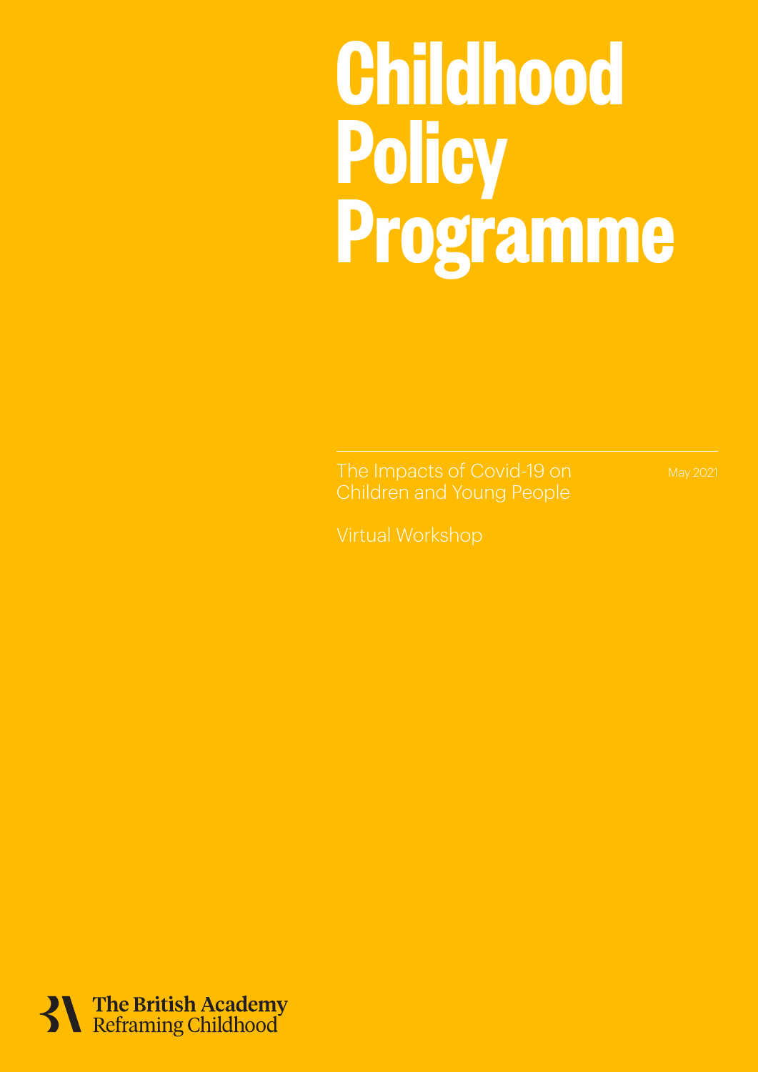# Childhood Policy Programme

The Impacts of Covid-19 on Children and Young People

May 2021

Virtual Workshop

The British Academy
Reframing Childhood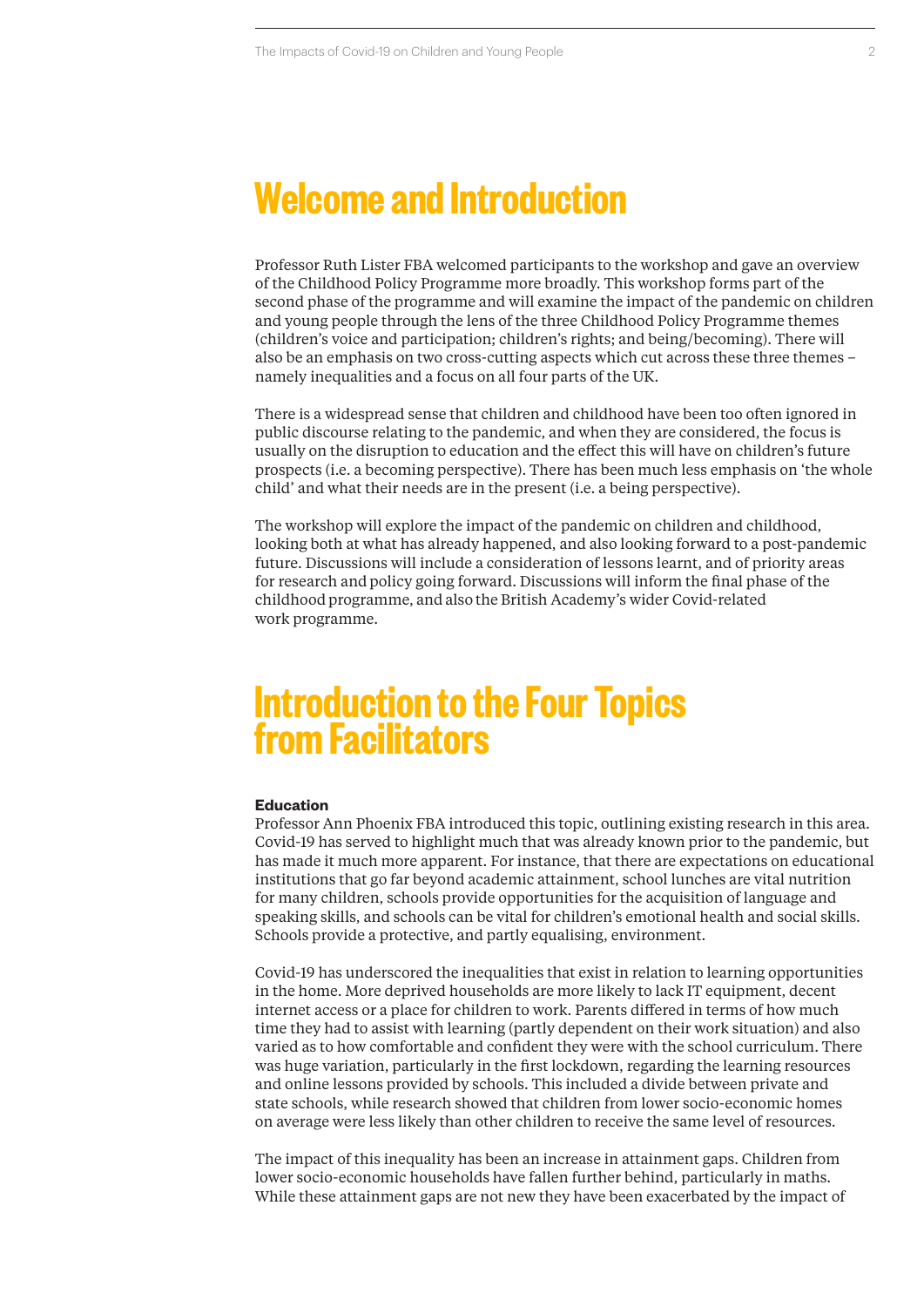# Welcome and Introduction

Professor Ruth Lister FBA welcomed participants to the workshop and gave an overview of the Childhood Policy Programme more broadly. This workshop forms part of the second phase of the programme and will examine the impact of the pandemic on children and young people through the lens of the three Childhood Policy Programme themes (children's voice and participation; children's rights; and being/becoming). There will also be an emphasis on two cross-cutting aspects which cut across these three themes – namely inequalities and a focus on all four parts of the UK.

There is a widespread sense that children and childhood have been too often ignored in public discourse relating to the pandemic, and when they are considered, the focus is usually on the disruption to education and the effect this will have on children's future prospects (i.e. a becoming perspective). There has been much less emphasis on 'the whole child' and what their needs are in the present (i.e. a being perspective).

The workshop will explore the impact of the pandemic on children and childhood, looking both at what has already happened, and also looking forward to a post-pandemic future. Discussions will include a consideration of lessons learnt, and of priority areas for research and policy going forward. Discussions will inform the final phase of the childhood programme, and also the British Academy's wider Covid-related work programme.

# Introduction to the Four Topics from Facilitators

**Education**

Professor Ann Phoenix FBA introduced this topic, outlining existing research in this area. Covid-19 has served to highlight much that was already known prior to the pandemic, but has made it much more apparent. For instance, that there are expectations on educational institutions that go far beyond academic attainment, school lunches are vital nutrition for many children, schools provide opportunities for the acquisition of language and speaking skills, and schools can be vital for children's emotional health and social skills. Schools provide a protective, and partly equalising, environment.

Covid-19 has underscored the inequalities that exist in relation to learning opportunities in the home. More deprived households are more likely to lack IT equipment, decent internet access or a place for children to work. Parents differed in terms of how much time they had to assist with learning (partly dependent on their work situation) and also varied as to how comfortable and confident they were with the school curriculum. There was huge variation, particularly in the first lockdown, regarding the learning resources and online lessons provided by schools. This included a divide between private and state schools, while research showed that children from lower socio-economic homes on average were less likely than other children to receive the same level of resources.

The impact of this inequality has been an increase in attainment gaps. Children from lower socio-economic households have fallen further behind, particularly in maths. While these attainment gaps are not new they have been exacerbated by the impact of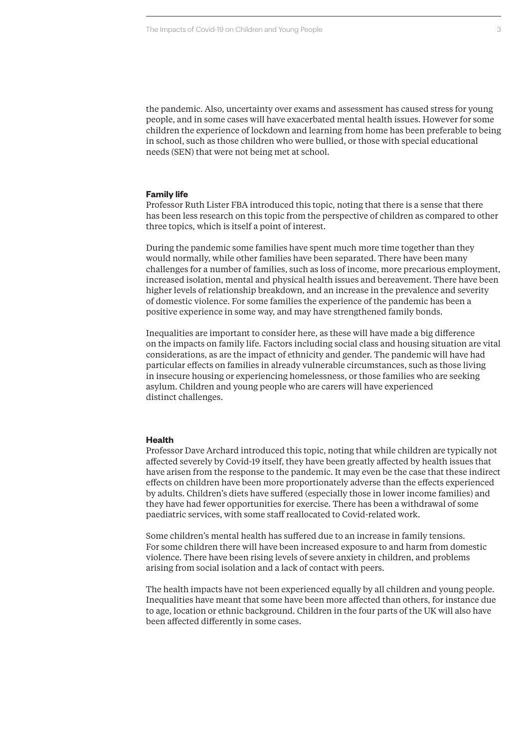the pandemic. Also, uncertainty over exams and assessment has caused stress for young people, and in some cases will have exacerbated mental health issues. However for some children the experience of lockdown and learning from home has been preferable to being in school, such as those children who were bullied, or those with special educational needs (SEN) that were not being met at school.

**Family life**

Professor Ruth Lister FBA introduced this topic, noting that there is a sense that there has been less research on this topic from the perspective of children as compared to other three topics, which is itself a point of interest.

During the pandemic some families have spent much more time together than they would normally, while other families have been separated. There have been many challenges for a number of families, such as loss of income, more precarious employment, increased isolation, mental and physical health issues and bereavement. There have been higher levels of relationship breakdown, and an increase in the prevalence and severity of domestic violence. For some families the experience of the pandemic has been a positive experience in some way, and may have strengthened family bonds.

Inequalities are important to consider here, as these will have made a big difference on the impacts on family life. Factors including social class and housing situation are vital considerations, as are the impact of ethnicity and gender. The pandemic will have had particular effects on families in already vulnerable circumstances, such as those living in insecure housing or experiencing homelessness, or those families who are seeking asylum. Children and young people who are carers will have experienced distinct challenges.

**Health**

Professor Dave Archard introduced this topic, noting that while children are typically not affected severely by Covid-19 itself, they have been greatly affected by health issues that have arisen from the response to the pandemic. It may even be the case that these indirect effects on children have been more proportionately adverse than the effects experienced by adults. Children's diets have suffered (especially those in lower income families) and they have had fewer opportunities for exercise. There has been a withdrawal of some paediatric services, with some staff reallocated to Covid-related work.

Some children's mental health has suffered due to an increase in family tensions. For some children there will have been increased exposure to and harm from domestic violence. There have been rising levels of severe anxiety in children, and problems arising from social isolation and a lack of contact with peers.

The health impacts have not been experienced equally by all children and young people. Inequalities have meant that some have been more affected than others, for instance due to age, location or ethnic background. Children in the four parts of the UK will also have been affected differently in some cases.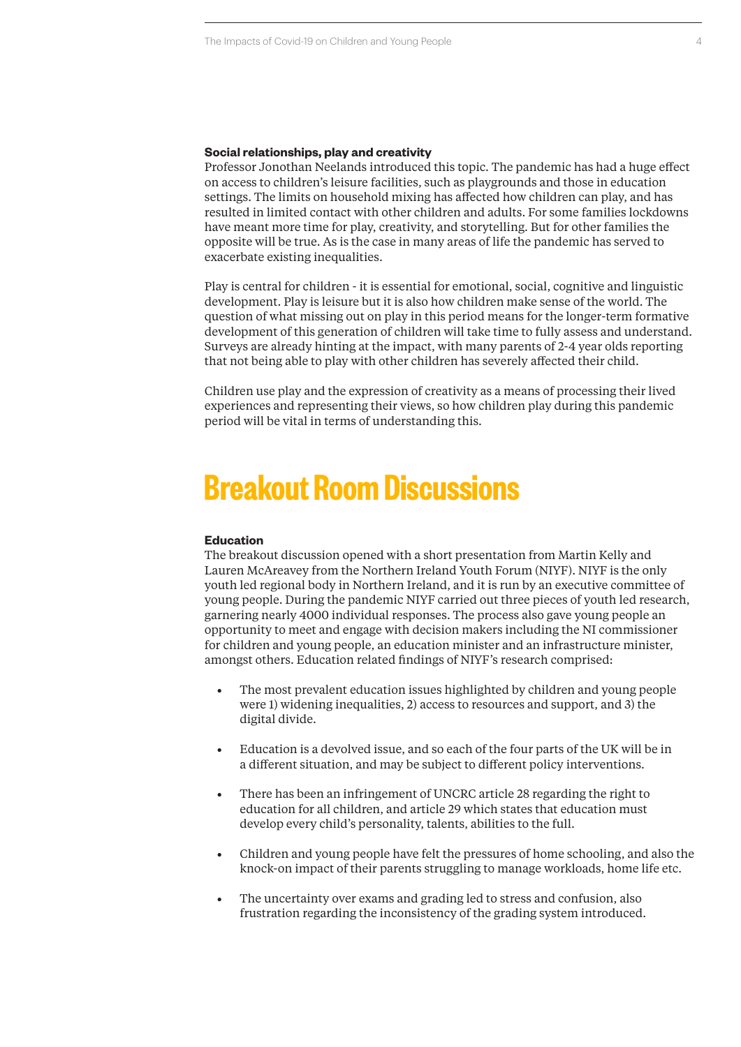### Social relationships, play and creativity

Professor Jonothan Neelands introduced this topic. The pandemic has had a huge effect on access to children's leisure facilities, such as playgrounds and those in education settings. The limits on household mixing has affected how children can play, and has resulted in limited contact with other children and adults. For some families lockdowns have meant more time for play, creativity, and storytelling. But for other families the opposite will be true. As is the case in many areas of life the pandemic has served to exacerbate existing inequalities.

Play is central for children - it is essential for emotional, social, cognitive and linguistic development. Play is leisure but it is also how children make sense of the world. The question of what missing out on play in this period means for the longer-term formative development of this generation of children will take time to fully assess and understand. Surveys are already hinting at the impact, with many parents of 2-4 year olds reporting that not being able to play with other children has severely affected their child.

Children use play and the expression of creativity as a means of processing their lived experiences and representing their views, so how children play during this pandemic period will be vital in terms of understanding this.

# Breakout Room Discussions

### Education

The breakout discussion opened with a short presentation from Martin Kelly and Lauren McAreavey from the Northern Ireland Youth Forum (NIYF). NIYF is the only youth led regional body in Northern Ireland, and it is run by an executive committee of young people. During the pandemic NIYF carried out three pieces of youth led research, garnering nearly 4000 individual responses. The process also gave young people an opportunity to meet and engage with decision makers including the NI commissioner for children and young people, an education minister and an infrastructure minister, amongst others. Education related findings of NIYF's research comprised:

- The most prevalent education issues highlighted by children and young people were 1) widening inequalities, 2) access to resources and support, and 3) the digital divide.
- Education is a devolved issue, and so each of the four parts of the UK will be in a different situation, and may be subject to different policy interventions.
- There has been an infringement of UNCRC article 28 regarding the right to education for all children, and article 29 which states that education must develop every child's personality, talents, abilities to the full.
- Children and young people have felt the pressures of home schooling, and also the knock-on impact of their parents struggling to manage workloads, home life etc.
- The uncertainty over exams and grading led to stress and confusion, also frustration regarding the inconsistency of the grading system introduced.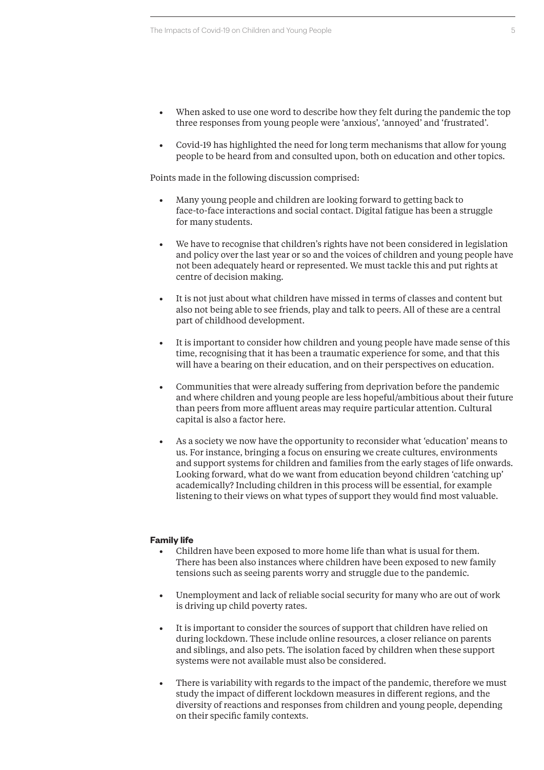- When asked to use one word to describe how they felt during the pandemic the top three responses from young people were 'anxious', 'annoyed' and 'frustrated'.
- Covid-19 has highlighted the need for long term mechanisms that allow for young people to be heard from and consulted upon, both on education and other topics.

Points made in the following discussion comprised:

- Many young people and children are looking forward to getting back to face-to-face interactions and social contact. Digital fatigue has been a struggle for many students.
- We have to recognise that children's rights have not been considered in legislation and policy over the last year or so and the voices of children and young people have not been adequately heard or represented. We must tackle this and put rights at centre of decision making.
- It is not just about what children have missed in terms of classes and content but also not being able to see friends, play and talk to peers. All of these are a central part of childhood development.
- It is important to consider how children and young people have made sense of this time, recognising that it has been a traumatic experience for some, and that this will have a bearing on their education, and on their perspectives on education.
- Communities that were already suffering from deprivation before the pandemic and where children and young people are less hopeful/ambitious about their future than peers from more affluent areas may require particular attention. Cultural capital is also a factor here.
- As a society we now have the opportunity to reconsider what 'education' means to us. For instance, bringing a focus on ensuring we create cultures, environments and support systems for children and families from the early stages of life onwards. Looking forward, what do we want from education beyond children 'catching up' academically? Including children in this process will be essential, for example listening to their views on what types of support they would find most valuable.

**Family life**

- Children have been exposed to more home life than what is usual for them. There has been also instances where children have been exposed to new family tensions such as seeing parents worry and struggle due to the pandemic.
- Unemployment and lack of reliable social security for many who are out of work is driving up child poverty rates.
- It is important to consider the sources of support that children have relied on during lockdown. These include online resources, a closer reliance on parents and siblings, and also pets. The isolation faced by children when these support systems were not available must also be considered.
- There is variability with regards to the impact of the pandemic, therefore we must study the impact of different lockdown measures in different regions, and the diversity of reactions and responses from children and young people, depending on their specific family contexts.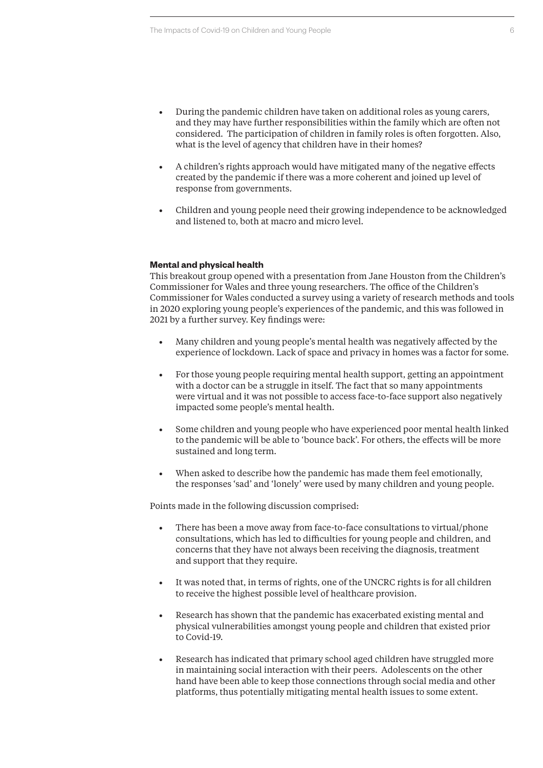- During the pandemic children have taken on additional roles as young carers, and they may have further responsibilities within the family which are often not considered. The participation of children in family roles is often forgotten. Also, what is the level of agency that children have in their homes?

- A children's rights approach would have mitigated many of the negative effects created by the pandemic if there was a more coherent and joined up level of response from governments.

- Children and young people need their growing independence to be acknowledged and listened to, both at macro and micro level.

**Mental and physical health**

This breakout group opened with a presentation from Jane Houston from the Children's Commissioner for Wales and three young researchers. The office of the Children's Commissioner for Wales conducted a survey using a variety of research methods and tools in 2020 exploring young people's experiences of the pandemic, and this was followed in 2021 by a further survey. Key findings were:

- Many children and young people's mental health was negatively affected by the experience of lockdown. Lack of space and privacy in homes was a factor for some.

- For those young people requiring mental health support, getting an appointment with a doctor can be a struggle in itself. The fact that so many appointments were virtual and it was not possible to access face-to-face support also negatively impacted some people's mental health.

- Some children and young people who have experienced poor mental health linked to the pandemic will be able to 'bounce back'. For others, the effects will be more sustained and long term.

- When asked to describe how the pandemic has made them feel emotionally, the responses 'sad' and 'lonely' were used by many children and young people.

Points made in the following discussion comprised:

- There has been a move away from face-to-face consultations to virtual/phone consultations, which has led to difficulties for young people and children, and concerns that they have not always been receiving the diagnosis, treatment and support that they require.

- It was noted that, in terms of rights, one of the UNCRC rights is for all children to receive the highest possible level of healthcare provision.

- Research has shown that the pandemic has exacerbated existing mental and physical vulnerabilities amongst young people and children that existed prior to Covid-19.

- Research has indicated that primary school aged children have struggled more in maintaining social interaction with their peers. Adolescents on the other hand have been able to keep those connections through social media and other platforms, thus potentially mitigating mental health issues to some extent.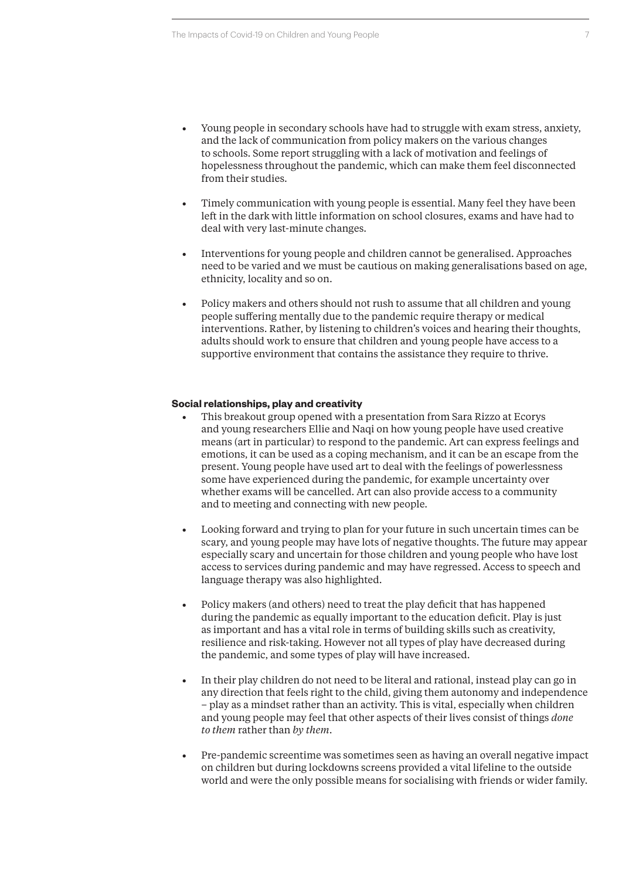- Young people in secondary schools have had to struggle with exam stress, anxiety, and the lack of communication from policy makers on the various changes to schools. Some report struggling with a lack of motivation and feelings of hopelessness throughout the pandemic, which can make them feel disconnected from their studies.

- Timely communication with young people is essential. Many feel they have been left in the dark with little information on school closures, exams and have had to deal with very last-minute changes.

- Interventions for young people and children cannot be generalised. Approaches need to be varied and we must be cautious on making generalisations based on age, ethnicity, locality and so on.

- Policy makers and others should not rush to assume that all children and young people suffering mentally due to the pandemic require therapy or medical interventions. Rather, by listening to children's voices and hearing their thoughts, adults should work to ensure that children and young people have access to a supportive environment that contains the assistance they require to thrive.

**Social relationships, play and creativity**

- This breakout group opened with a presentation from Sara Rizzo at Ecorys and young researchers Ellie and Naqi on how young people have used creative means (art in particular) to respond to the pandemic. Art can express feelings and emotions, it can be used as a coping mechanism, and it can be an escape from the present. Young people have used art to deal with the feelings of powerlessness some have experienced during the pandemic, for example uncertainty over whether exams will be cancelled. Art can also provide access to a community and to meeting and connecting with new people.

- Looking forward and trying to plan for your future in such uncertain times can be scary, and young people may have lots of negative thoughts. The future may appear especially scary and uncertain for those children and young people who have lost access to services during pandemic and may have regressed. Access to speech and language therapy was also highlighted.

- Policy makers (and others) need to treat the play deficit that has happened during the pandemic as equally important to the education deficit. Play is just as important and has a vital role in terms of building skills such as creativity, resilience and risk-taking. However not all types of play have decreased during the pandemic, and some types of play will have increased.

- In their play children do not need to be literal and rational, instead play can go in any direction that feels right to the child, giving them autonomy and independence – play as a mindset rather than an activity. This is vital, especially when children and young people may feel that other aspects of their lives consist of things *done to them* rather than *by them*.

- Pre-pandemic screentime was sometimes seen as having an overall negative impact on children but during lockdowns screens provided a vital lifeline to the outside world and were the only possible means for socialising with friends or wider family.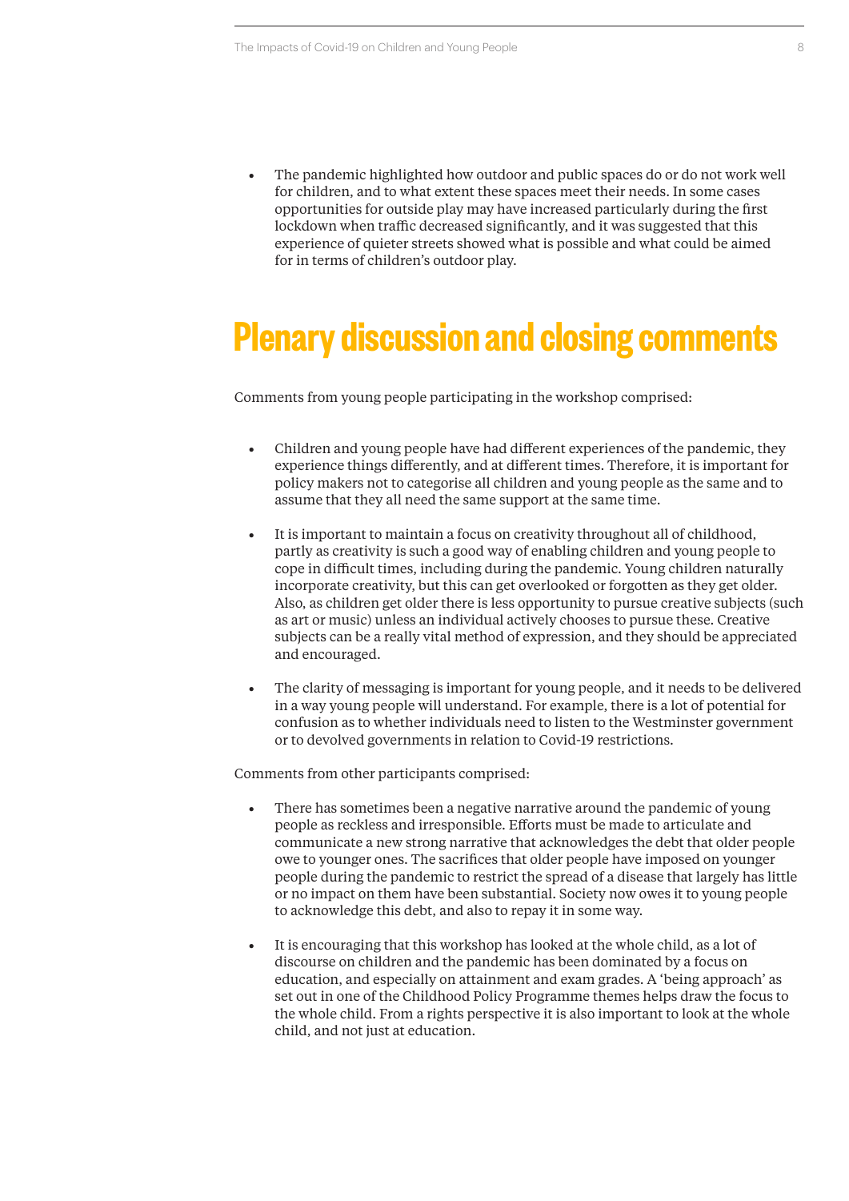- The pandemic highlighted how outdoor and public spaces do or do not work well for children, and to what extent these spaces meet their needs. In some cases opportunities for outside play may have increased particularly during the first lockdown when traffic decreased significantly, and it was suggested that this experience of quieter streets showed what is possible and what could be aimed for in terms of children's outdoor play.

# Plenary discussion and closing comments

Comments from young people participating in the workshop comprised:

- Children and young people have had different experiences of the pandemic, they experience things differently, and at different times. Therefore, it is important for policy makers not to categorise all children and young people as the same and to assume that they all need the same support at the same time.

- It is important to maintain a focus on creativity throughout all of childhood, partly as creativity is such a good way of enabling children and young people to cope in difficult times, including during the pandemic. Young children naturally incorporate creativity, but this can get overlooked or forgotten as they get older. Also, as children get older there is less opportunity to pursue creative subjects (such as art or music) unless an individual actively chooses to pursue these. Creative subjects can be a really vital method of expression, and they should be appreciated and encouraged.

- The clarity of messaging is important for young people, and it needs to be delivered in a way young people will understand. For example, there is a lot of potential for confusion as to whether individuals need to listen to the Westminster government or to devolved governments in relation to Covid-19 restrictions.

Comments from other participants comprised:

- There has sometimes been a negative narrative around the pandemic of young people as reckless and irresponsible. Efforts must be made to articulate and communicate a new strong narrative that acknowledges the debt that older people owe to younger ones. The sacrifices that older people have imposed on younger people during the pandemic to restrict the spread of a disease that largely has little or no impact on them have been substantial. Society now owes it to young people to acknowledge this debt, and also to repay it in some way.

- It is encouraging that this workshop has looked at the whole child, as a lot of discourse on children and the pandemic has been dominated by a focus on education, and especially on attainment and exam grades. A 'being approach' as set out in one of the Childhood Policy Programme themes helps draw the focus to the whole child. From a rights perspective it is also important to look at the whole child, and not just at education.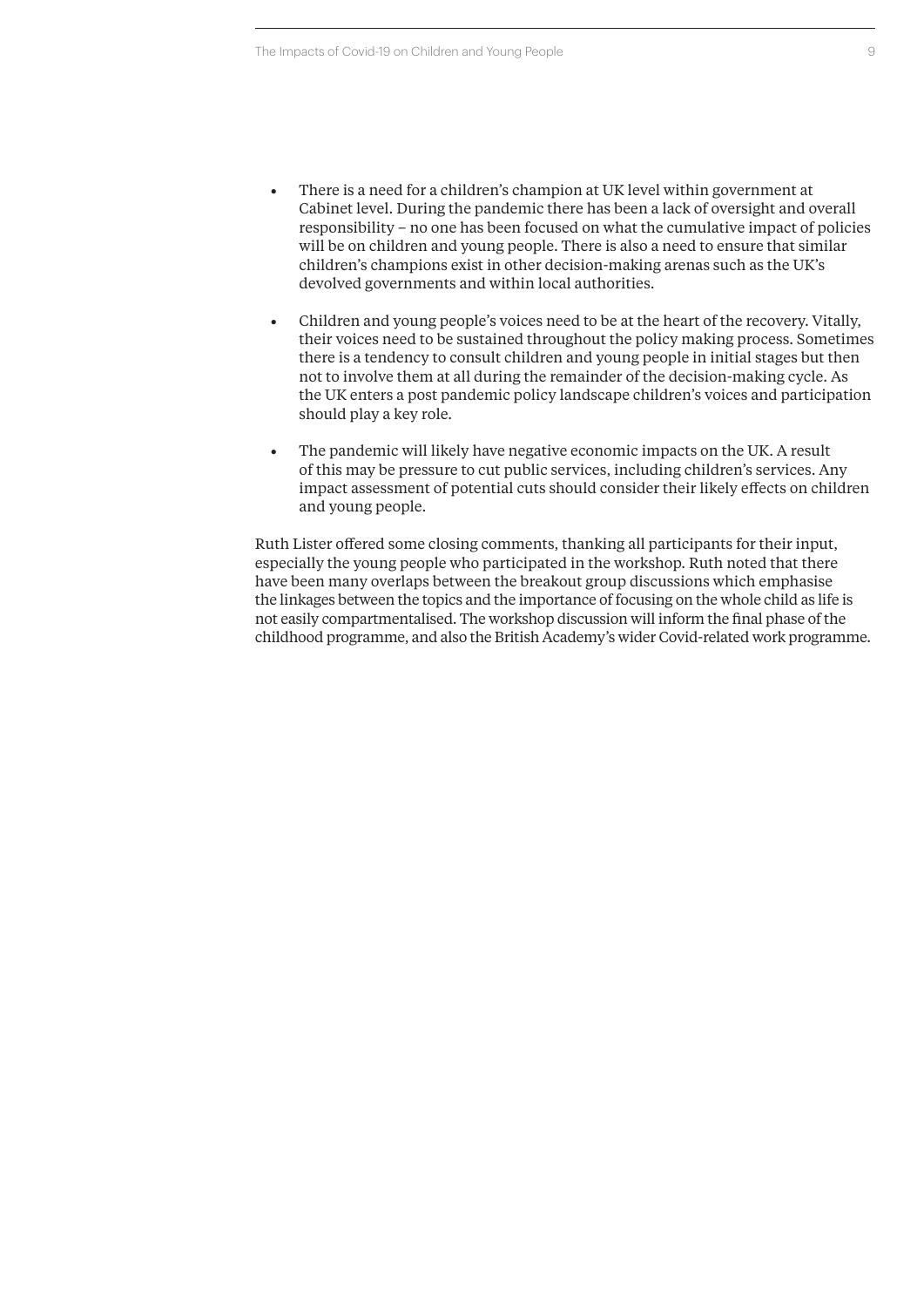- There is a need for a children's champion at UK level within government at Cabinet level. During the pandemic there has been a lack of oversight and overall responsibility – no one has been focused on what the cumulative impact of policies will be on children and young people. There is also a need to ensure that similar children's champions exist in other decision-making arenas such as the UK's devolved governments and within local authorities.

- Children and young people's voices need to be at the heart of the recovery. Vitally, their voices need to be sustained throughout the policy making process. Sometimes there is a tendency to consult children and young people in initial stages but then not to involve them at all during the remainder of the decision-making cycle. As the UK enters a post pandemic policy landscape children's voices and participation should play a key role.

- The pandemic will likely have negative economic impacts on the UK. A result of this may be pressure to cut public services, including children's services. Any impact assessment of potential cuts should consider their likely effects on children and young people.

Ruth Lister offered some closing comments, thanking all participants for their input, especially the young people who participated in the workshop. Ruth noted that there have been many overlaps between the breakout group discussions which emphasise the linkages between the topics and the importance of focusing on the whole child as life is not easily compartmentalised. The workshop discussion will inform the final phase of the childhood programme, and also the British Academy's wider Covid-related work programme.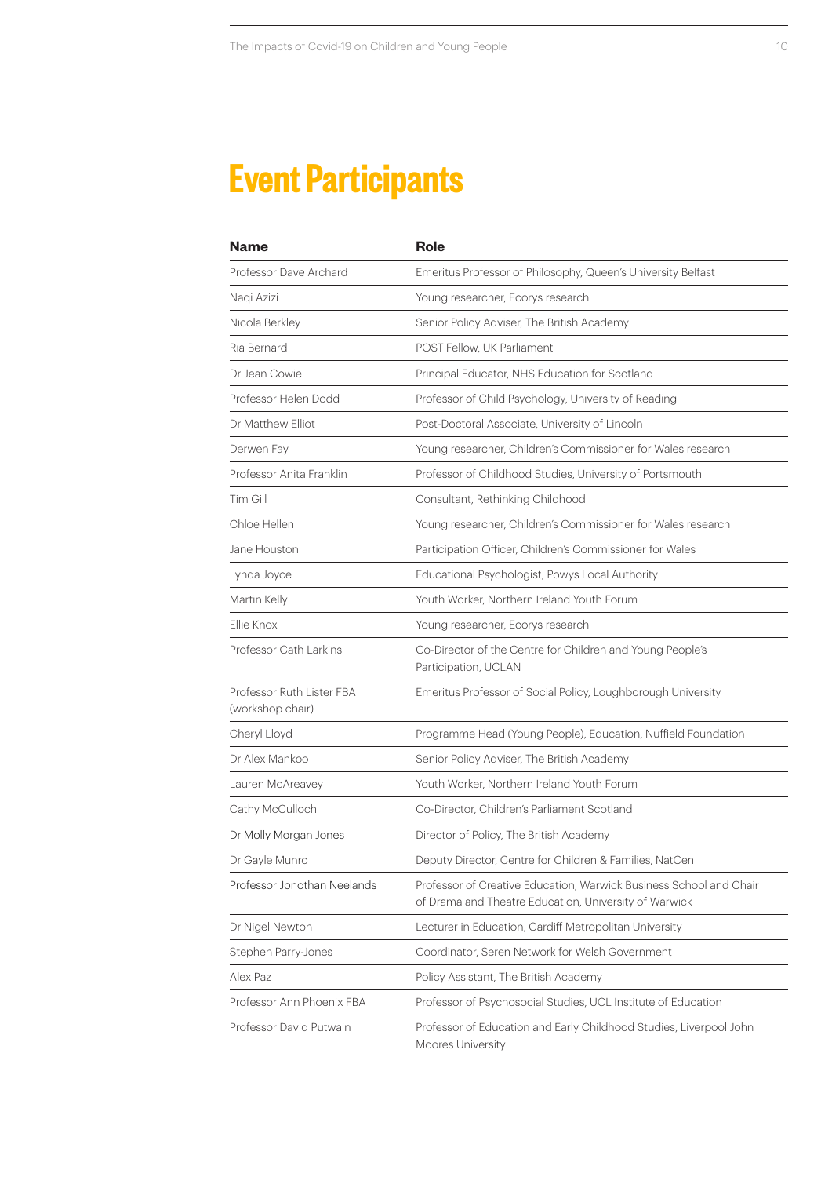# Event Participants

| Name | Role |
| --- | --- |
| Professor Dave Archard | Emeritus Professor of Philosophy, Queen's University Belfast |
| Naqi Azizi | Young researcher, Ecorys research |
| Nicola Berkley | Senior Policy Adviser, The British Academy |
| Ria Bernard | POST Fellow, UK Parliament |
| Dr Jean Cowie | Principal Educator, NHS Education for Scotland |
| Professor Helen Dodd | Professor of Child Psychology, University of Reading |
| Dr Matthew Elliot | Post-Doctoral Associate, University of Lincoln |
| Derwen Fay | Young researcher, Children's Commissioner for Wales research |
| Professor Anita Franklin | Professor of Childhood Studies, University of Portsmouth |
| Tim Gill | Consultant, Rethinking Childhood |
| Chloe Hellen | Young researcher, Children's Commissioner for Wales research |
| Jane Houston | Participation Officer, Children's Commissioner for Wales |
| Lynda Joyce | Educational Psychologist, Powys Local Authority |
| Martin Kelly | Youth Worker, Northern Ireland Youth Forum |
| Ellie Knox | Young researcher, Ecorys research |
| Professor Cath Larkins | Co-Director of the Centre for Children and Young People's Participation, UCLAN |
| Professor Ruth Lister FBA (workshop chair) | Emeritus Professor of Social Policy, Loughborough University |
| Cheryl Lloyd | Programme Head (Young People), Education, Nuffield Foundation |
| Dr Alex Mankoo | Senior Policy Adviser, The British Academy |
| Lauren McAreavey | Youth Worker, Northern Ireland Youth Forum |
| Cathy McCulloch | Co-Director, Children's Parliament Scotland |
| Dr Molly Morgan Jones | Director of Policy, The British Academy |
| Dr Gayle Munro | Deputy Director, Centre for Children & Families, NatCen |
| Professor Jonothan Neelands | Professor of Creative Education, Warwick Business School and Chair of Drama and Theatre Education, University of Warwick |
| Dr Nigel Newton | Lecturer in Education, Cardiff Metropolitan University |
| Stephen Parry-Jones | Coordinator, Seren Network for Welsh Government |
| Alex Paz | Policy Assistant, The British Academy |
| Professor Ann Phoenix FBA | Professor of Psychosocial Studies, UCL Institute of Education |
| Professor David Putwain | Professor of Education and Early Childhood Studies, Liverpool John Moores University |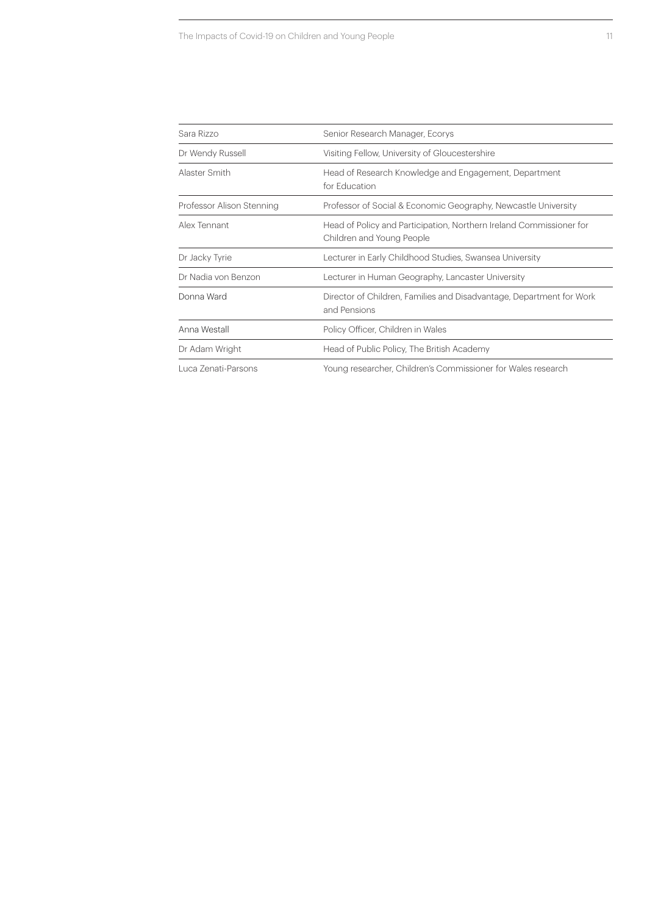| | |
|---|---|
| Sara Rizzo | Senior Research Manager, Ecorys |
| Dr Wendy Russell | Visiting Fellow, University of Gloucestershire |
| Alaster Smith | Head of Research Knowledge and Engagement, Department for Education |
| Professor Alison Stenning | Professor of Social & Economic Geography, Newcastle University |
| Alex Tennant | Head of Policy and Participation, Northern Ireland Commissioner for Children and Young People |
| Dr Jacky Tyrie | Lecturer in Early Childhood Studies, Swansea University |
| Dr Nadia von Benzon | Lecturer in Human Geography, Lancaster University |
| Donna Ward | Director of Children, Families and Disadvantage, Department for Work and Pensions |
| Anna Westall | Policy Officer, Children in Wales |
| Dr Adam Wright | Head of Public Policy, The British Academy |
| Luca Zenati-Parsons | Young researcher, Children's Commissioner for Wales research |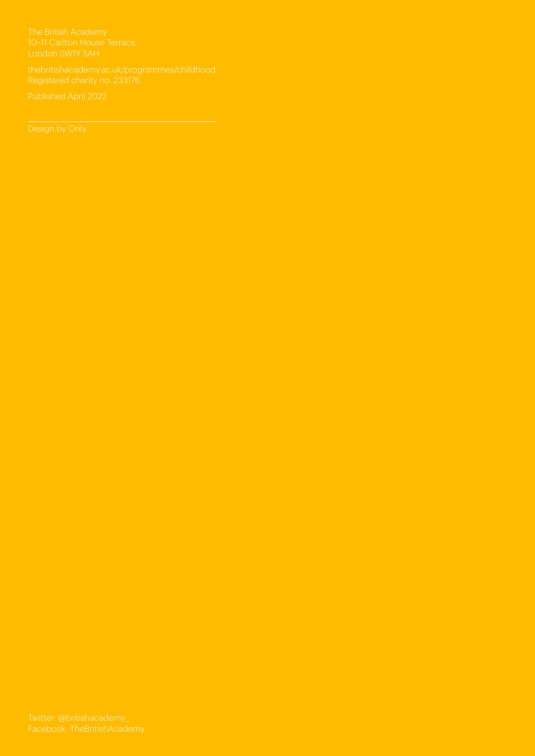The British Academy
10–11 Carlton House Terrace,
London SW1Y 5AH

thebritishacademy.ac.uk/programmes/childhood
Registered charity no. 233176

Published April 2022

---

Design by Only

Twitter: @britishacademy_
Facebook: TheBritishAcademy